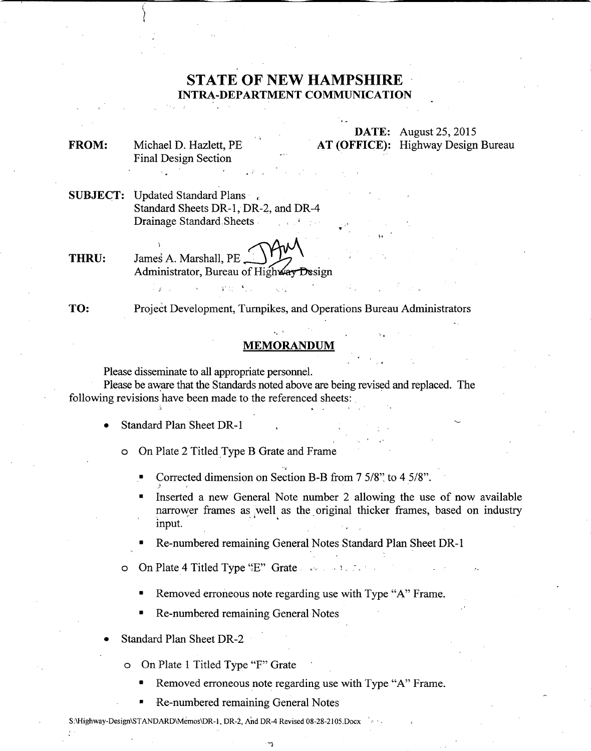# STATE OF NEW HAMPSHIRE
## INTRA-DEPARTMENT COMMUNICATION

**DATE:** August 25, 2015
**AT (OFFICE):** Highway Design Bureau

**FROM:** Michael D. Hazlett, PE
Final Design Section

**SUBJECT:** Updated Standard Plans
Standard Sheets DR-1, DR-2, and DR-4
Drainage Standard Sheets

**THRU:** James A. Marshall, PE
Administrator, Bureau of Highway Design

**TO:** Project Development, Turnpikes, and Operations Bureau Administrators

### MEMORANDUM

Please disseminate to all appropriate personnel.

Please be aware that the Standards noted above are being revised and replaced. The following revisions have been made to the referenced sheets:

- Standard Plan Sheet DR-1
  - On Plate 2 Titled Type B Grate and Frame
    - Corrected dimension on Section B-B from 7 5/8" to 4 5/8".
    - Inserted a new General Note number 2 allowing the use of now available narrower frames as well as the original thicker frames, based on industry input.
    - Re-numbered remaining General Notes Standard Plan Sheet DR-1
  - On Plate 4 Titled Type "E" Grate
    - Removed erroneous note regarding use with Type "A" Frame.
    - Re-numbered remaining General Notes
- Standard Plan Sheet DR-2
  - On Plate 1 Titled Type "F" Grate
    - Removed erroneous note regarding use with Type "A" Frame.
    - Re-numbered remaining General Notes

S:\Highway-Design\STANDARD\Memos\DR-1, DR-2, And DR-4 Revised 08-28-2105.Docx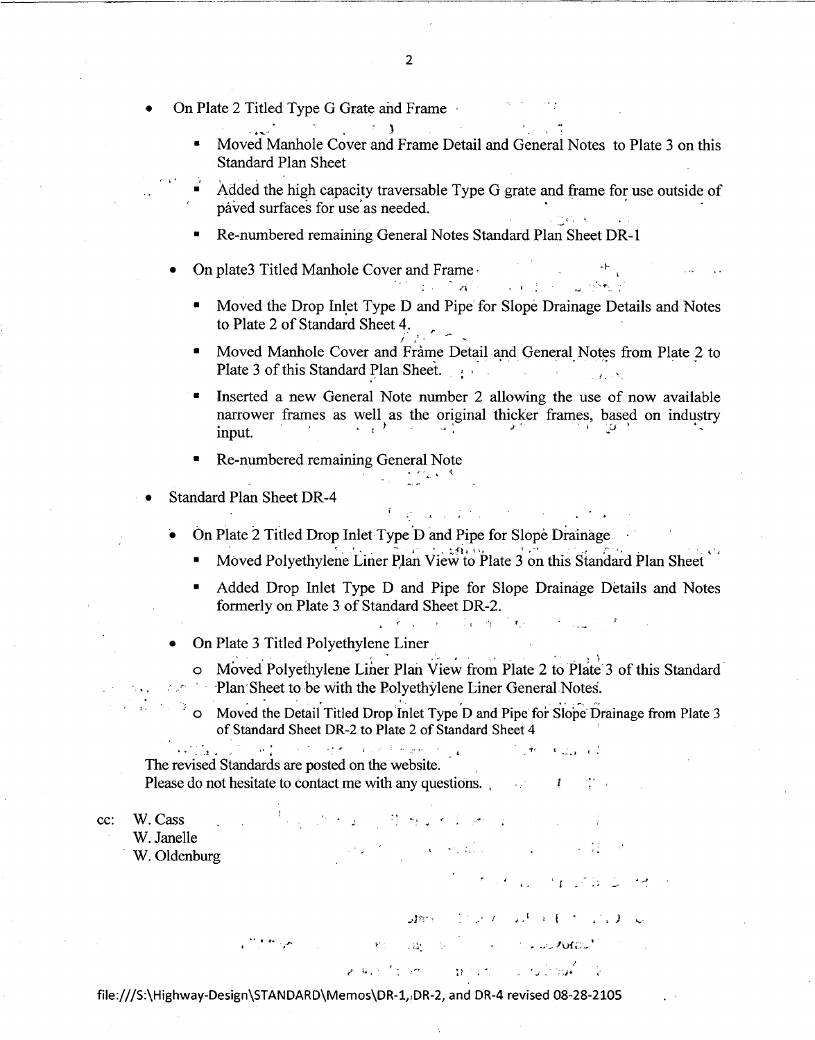- On Plate 2 Titled Type G Grate and Frame
  - Moved Manhole Cover and Frame Detail and General Notes to Plate 3 on this Standard Plan Sheet
  - Added the high capacity traversable Type G grate and frame for use outside of paved surfaces for use as needed.
  - Re-numbered remaining General Notes Standard Plan Sheet DR-1
- On plate3 Titled Manhole Cover and Frame
  - Moved the Drop Inlet Type D and Pipe for Slope Drainage Details and Notes to Plate 2 of Standard Sheet 4.
  - Moved Manhole Cover and Frame Detail and General Notes from Plate 2 to Plate 3 of this Standard Plan Sheet.
  - Inserted a new General Note number 2 allowing the use of now available narrower frames as well as the original thicker frames, based on industry input.
  - Re-numbered remaining General Note
- Standard Plan Sheet DR-4
  - On Plate 2 Titled Drop Inlet Type D and Pipe for Slope Drainage
    - Moved Polyethylene Liner Plan View to Plate 3 on this Standard Plan Sheet
    - Added Drop Inlet Type D and Pipe for Slope Drainage Details and Notes formerly on Plate 3 of Standard Sheet DR-2.
  - On Plate 3 Titled Polyethylene Liner
    - Moved Polyethylene Liner Plan View from Plate 2 to Plate 3 of this Standard Plan Sheet to be with the Polyethylene Liner General Notes.
    - Moved the Detail Titled Drop Inlet Type D and Pipe for Slope Drainage from Plate 3 of Standard Sheet DR-2 to Plate 2 of Standard Sheet 4

The revised Standards are posted on the website.
Please do not hesitate to contact me with any questions.

cc: W. Cass
W. Janelle
W. Oldenburg

file:///S:\Highway-Design\STANDARD\Memos\DR-1, DR-2, and DR-4 revised 08-28-2105